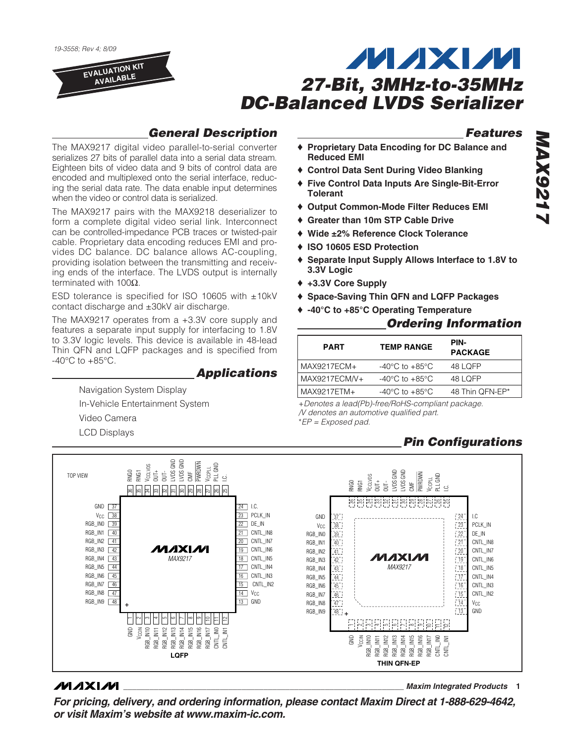19-3558; Rev 4; 8/09

EVALUATION KIT AVAILABLE

# MAXIM 27-Bit, 3MHz-to-35MHz DC-Balanced LVDS Serializer

## General Description

The MAX9217 digital video parallel-to-serial converter serializes 27 bits of parallel data into a serial data stream. Eighteen bits of video data and 9 bits of control data are encoded and multiplexed onto the serial interface, reducing the serial data rate. The data enable input determines when the video or control data is serialized.

The MAX9217 pairs with the MAX9218 deserializer to form a complete digital video serial link. Interconnect can be controlled-impedance PCB traces or twisted-pair cable. Proprietary data encoding reduces EMI and provides DC balance. DC balance allows AC-coupling, providing isolation between the transmitting and receiving ends of the interface. The LVDS output is internally terminated with 100Ω.

ESD tolerance is specified for ISO 10605 with ±10kV contact discharge and ±30kV air discharge.

The MAX9217 operates from a +3.3V core supply and features a separate input supply for interfacing to 1.8V to 3.3V logic levels. This device is available in 48-lead Thin QFN and LQFP packages and is specified from -40°C to +85°C.

## Applications

Navigation System Display

In-Vehicle Entertainment System

Video Camera

LCD Displays

## Features

- **Proprietary Data Encoding for DC Balance and Reduced EMI**
- **Control Data Sent During Video Blanking**
- **Five Control Data Inputs Are Single-Bit-Error Tolerant**
- **Output Common-Mode Filter Reduces EMI**
- **Greater than 10m STP Cable Drive**
- **Wide ±2% Reference Clock Tolerance**
- **ISO 10605 ESD Protection**
- **Separate Input Supply Allows Interface to 1.8V to 3.3V Logic**
- **+3.3V Core Supply**
- **Space-Saving Thin QFN and LQFP Packages**
- **-40°C to +85°C Operating Temperature**

## Ordering Information

| PART | TEMP RANGE | PIN-PACKAGE |
|---|---|---|
| MAX9217ECM+ | -40°C to +85°C | 48 LQFP |
| MAX9217ECM/V+ | -40°C to +85°C | 48 LQFP |
| MAX9217ETM+ | -40°C to +85°C | 48 Thin QFN-EP* |

*+Denotes a lead(Pb)-free/RoHS-compliant package.*
*/V denotes an automotive qualified part.*
*\*EP = Exposed pad.*

## Pin Configurations

TOP VIEW

| Pin | Name | Pin | Name | Pin | Name | Pin | Name |
|---|---|---|---|---|---|---|---|
| 1 | GND | 13 | GND | 25 | I.C. | 37 | GND |
| 2 | $V_{CCIN}$ | 14 | $V_{CC}$ | 26 | PLL GND | 38 | $V_{CC}$ |
| 3 | RGB_IN10 | 15 | CNTL_IN2 | 27 | $V_{CCPLL}$ | 39 | RGB_IN0 |
| 4 | RGB_IN11 | 16 | CNTL_IN3 | 28 | PWRDWN | 40 | RGB_IN1 |
| 5 | RGB_IN12 | 17 | CNTL_IN4 | 29 | CMF | 41 | RGB_IN2 |
| 6 | RGB_IN13 | 18 | CNTL_IN5 | 30 | LVDS GND | 42 | RGB_IN3 |
| 7 | RGB_IN14 | 19 | CNTL_IN6 | 31 | LVDS GND | 43 | RGB_IN4 |
| 8 | RGB_IN15 | 20 | CNTL_IN7 | 32 | OUT- | 44 | RGB_IN5 |
| 9 | RGB_IN16 | 21 | CNTL_IN8 | 33 | OUT+ | 45 | RGB_IN6 |
| 10 | RGB_IN17 | 22 | DE_IN | 34 | $V_{CCLVDS}$ | 46 | RGB_IN7 |
| 11 | CNTL_IN0 | 23 | PCLK_IN | 35 | RNG1 | 47 | RGB_IN8 |
| 12 | CNTL_IN1 | 24 | I.C. | 36 | RNG0 | 48 | RGB_IN9 |

LQFP

THIN QFN-EP

For pricing, delivery, and ordering information, please contact Maxim Direct at 1-888-629-4642, or visit Maxim's website at www.maxim-ic.com.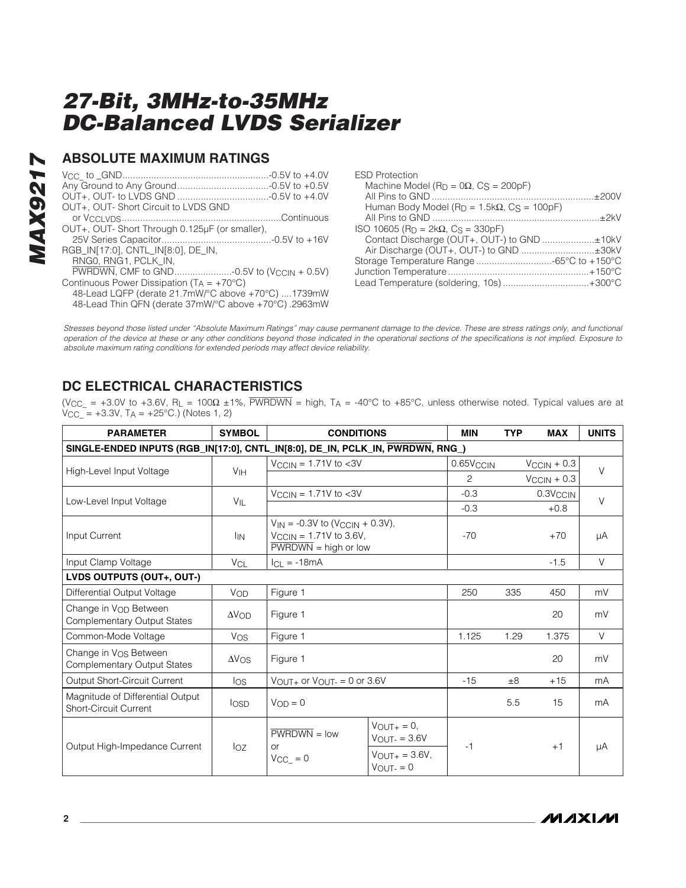## ABSOLUTE MAXIMUM RATINGS

$V_{CC\_}$ to _GND ........................................................-0.5V to +4.0V
Any Ground to Any Ground...................................-0.5V to +0.5V
OUT+, OUT- to LVDS GND ...................................-0.5V to +4.0V
OUT+, OUT- Short Circuit to LVDS GND
or $V_{CCLVDS}$.............................................................Continuous
OUT+, OUT- Short Through 0.125µF (or smaller),
25V Series Capacitor...........................................-0.5V to +16V
RGB_IN[17:0], CNTL_IN[8:0], DE_IN,
RNG0, RNG1, PCLK_IN,
PWRDWN, CMF to GND......................-0.5V to ($V_{CCIN}$ + 0.5V)
Continuous Power Dissipation ($T_A$ = +70°C)
48-Lead LQFP (derate 21.7mW/°C above +70°C) ....1739mW
48-Lead Thin QFN (derate 37mW/°C above +70°C) .2963mW

ESD Protection
Machine Model ($R_D$ = 0Ω, $C_S$ = 200pF)
All Pins to GND ..............................................................±200V
Human Body Model ($R_D$ = 1.5kΩ, $C_S$ = 100pF)
All Pins to GND ................................................................±2kV
ISO 10605 ($R_D$ = 2kΩ, $C_S$ = 330pF)
Contact Discharge (OUT+, OUT-) to GND ....................±10kV
Air Discharge (OUT+, OUT-) to GND ............................±30kV
Storage Temperature Range .............................-65°C to +150°C
Junction Temperature ......................................................+150°C
Lead Temperature (soldering, 10s) .................................+300°C

*Stresses beyond those listed under "Absolute Maximum Ratings" may cause permanent damage to the device. These are stress ratings only, and functional operation of the device at these or any other conditions beyond those indicated in the operational sections of the specifications is not implied. Exposure to absolute maximum rating conditions for extended periods may affect device reliability.*

## DC ELECTRICAL CHARACTERISTICS

($V_{CC\_}$ = +3.0V to +3.6V, $R_L$ = 100Ω ±1%, PWRDWN = high, $T_A$ = -40°C to +85°C, unless otherwise noted. Typical values are at $V_{CC\_}$ = +3.3V, $T_A$ = +25°C.) (Notes 1, 2)

| PARAMETER | SYMBOL | CONDITIONS | | MIN | TYP | MAX | UNITS |
|---|---|---|---|---|---|---|---|
| **SINGLE-ENDED INPUTS (RGB_IN[17:0], CNTL_IN[8:0], DE_IN, PCLK_IN, PWRDWN, RNG_)** | | | | | | | |
| High-Level Input Voltage | $V_{IH}$ | $V_{CCIN}$ = 1.71V to <3V | | 0.65$V_{CCIN}$ | | $V_{CCIN}$ + 0.3 | V |
| | | | | 2 | | $V_{CCIN}$ + 0.3 | |
| Low-Level Input Voltage | $V_{IL}$ | $V_{CCIN}$ = 1.71V to <3V | | -0.3 | | 0.3$V_{CCIN}$ | V |
| | | | | -0.3 | | +0.8 | |
| Input Current | $I_{IN}$ | $V_{IN}$ = -0.3V to ($V_{CCIN}$ + 0.3V), $V_{CCIN}$ = 1.71V to 3.6V, PWRDWN = high or low | | -70 | | +70 | µA |
| Input Clamp Voltage | $V_{CL}$ | $I_{CL}$ = -18mA | | | | -1.5 | V |
| **LVDS OUTPUTS (OUT+, OUT-)** | | | | | | | |
| Differential Output Voltage | $V_{OD}$ | Figure 1 | | 250 | 335 | 450 | mV |
| Change in $V_{OD}$ Between Complementary Output States | $\Delta V_{OD}$ | Figure 1 | | | | 20 | mV |
| Common-Mode Voltage | $V_{OS}$ | Figure 1 | | 1.125 | 1.29 | 1.375 | V |
| Change in $V_{OS}$ Between Complementary Output States | $\Delta V_{OS}$ | Figure 1 | | | | 20 | mV |
| Output Short-Circuit Current | $I_{OS}$ | $V_{OUT+}$ or $V_{OUT-}$ = 0 or 3.6V | | -15 | ±8 | +15 | mA |
| Magnitude of Differential Output Short-Circuit Current | $I_{OSD}$ | $V_{OD}$ = 0 | | | 5.5 | 15 | mA |
| Output High-Impedance Current | $I_{OZ}$ | PWRDWN = low or $V_{CC\_}$ = 0 | $V_{OUT+}$ = 0, $V_{OUT-}$ = 3.6V | -1 | | +1 | µA |
| | | | $V_{OUT+}$ = 3.6V, $V_{OUT-}$ = 0 | | | | |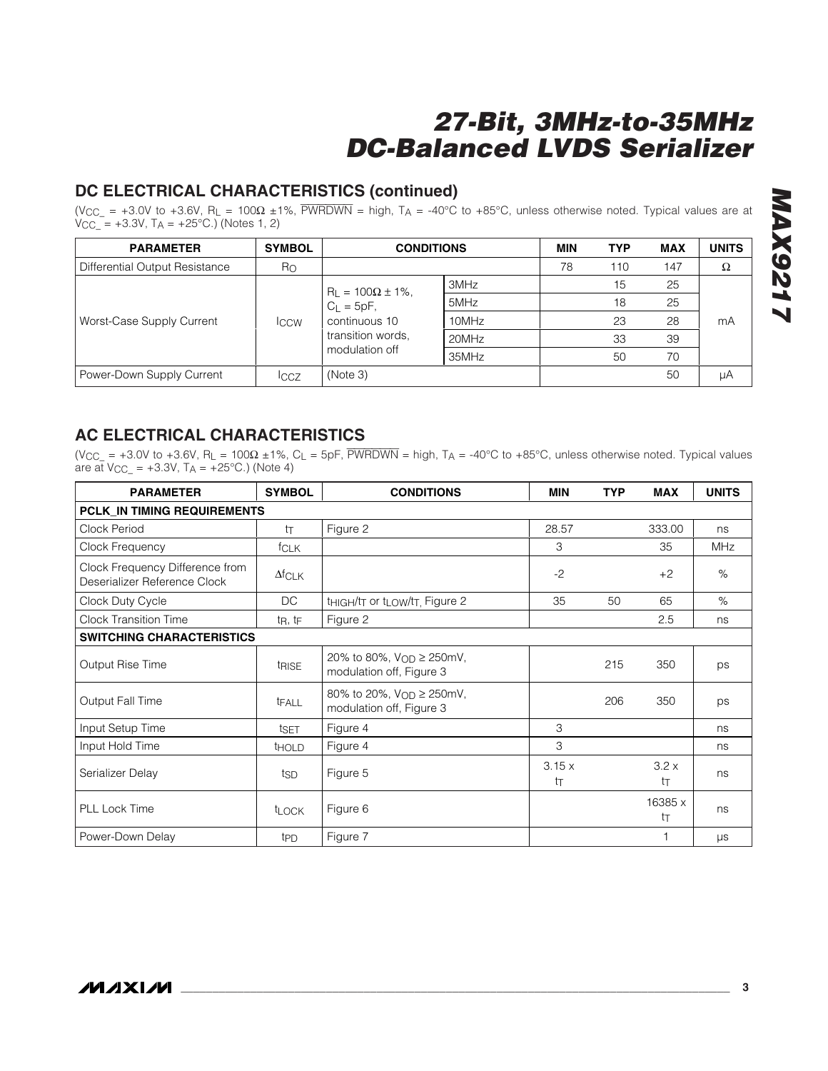## DC ELECTRICAL CHARACTERISTICS (continued)

($V_{CC\_}$ = +3.0V to +3.6V, $R_L$ = 100Ω ±1%, $\overline{PWRDWN}$ = high, $T_A$ = -40°C to +85°C, unless otherwise noted. Typical values are at $V_{CC\_}$ = +3.3V, $T_A$ = +25°C.) (Notes 1, 2)

| PARAMETER | SYMBOL | CONDITIONS | | MIN | TYP | MAX | UNITS |
|---|---|---|---|---|---|---|---|
| Differential Output Resistance | $R_O$ | | | 78 | 110 | 147 | Ω |
| Worst-Case Supply Current | $I_{CCW}$ | $R_L$ = 100Ω ± 1%, $C_L$ = 5pF, continuous 10 transition words, modulation off | 3MHz | | 15 | 25 | mA |
| | | | 5MHz | | 18 | 25 | |
| | | | 10MHz | | 23 | 28 | |
| | | | 20MHz | | 33 | 39 | |
| | | | 35MHz | | 50 | 70 | |
| Power-Down Supply Current | $I_{CCZ}$ | (Note 3) | | | | 50 | µA |

## AC ELECTRICAL CHARACTERISTICS

($V_{CC\_}$ = +3.0V to +3.6V, $R_L$ = 100Ω ±1%, $C_L$ = 5pF, $\overline{PWRDWN}$ = high, $T_A$ = -40°C to +85°C, unless otherwise noted. Typical values are at $V_{CC\_}$ = +3.3V, $T_A$ = +25°C.) (Note 4)

| PARAMETER | SYMBOL | CONDITIONS | MIN | TYP | MAX | UNITS |
|---|---|---|---|---|---|---|
| **PCLK_IN TIMING REQUIREMENTS** | | | | | | |
| Clock Period | $t_T$ | Figure 2 | 28.57 | | 333.00 | ns |
| Clock Frequency | $f_{CLK}$ | | 3 | | 35 | MHz |
| Clock Frequency Difference from Deserializer Reference Clock | $\Delta f_{CLK}$ | | -2 | | +2 | % |
| Clock Duty Cycle | DC | $t_{HIGH}/t_T$ or $t_{LOW}/t_T$, Figure 2 | 35 | 50 | 65 | % |
| Clock Transition Time | $t_R$, $t_F$ | Figure 2 | | | 2.5 | ns |
| **SWITCHING CHARACTERISTICS** | | | | | | |
| Output Rise Time | $t_{RISE}$ | 20% to 80%, $V_{OD}$ ≥ 250mV, modulation off, Figure 3 | | 215 | 350 | ps |
| Output Fall Time | $t_{FALL}$ | 80% to 20%, $V_{OD}$ ≥ 250mV, modulation off, Figure 3 | | 206 | 350 | ps |
| Input Setup Time | $t_{SET}$ | Figure 4 | 3 | | | ns |
| Input Hold Time | $t_{HOLD}$ | Figure 4 | 3 | | | ns |
| Serializer Delay | $t_{SD}$ | Figure 5 | 3.15 x $t_T$ | | 3.2 x $t_T$ | ns |
| PLL Lock Time | $t_{LOCK}$ | Figure 6 | | | 16385 x $t_T$ | ns |
| Power-Down Delay | $t_{PD}$ | Figure 7 | | | 1 | µs |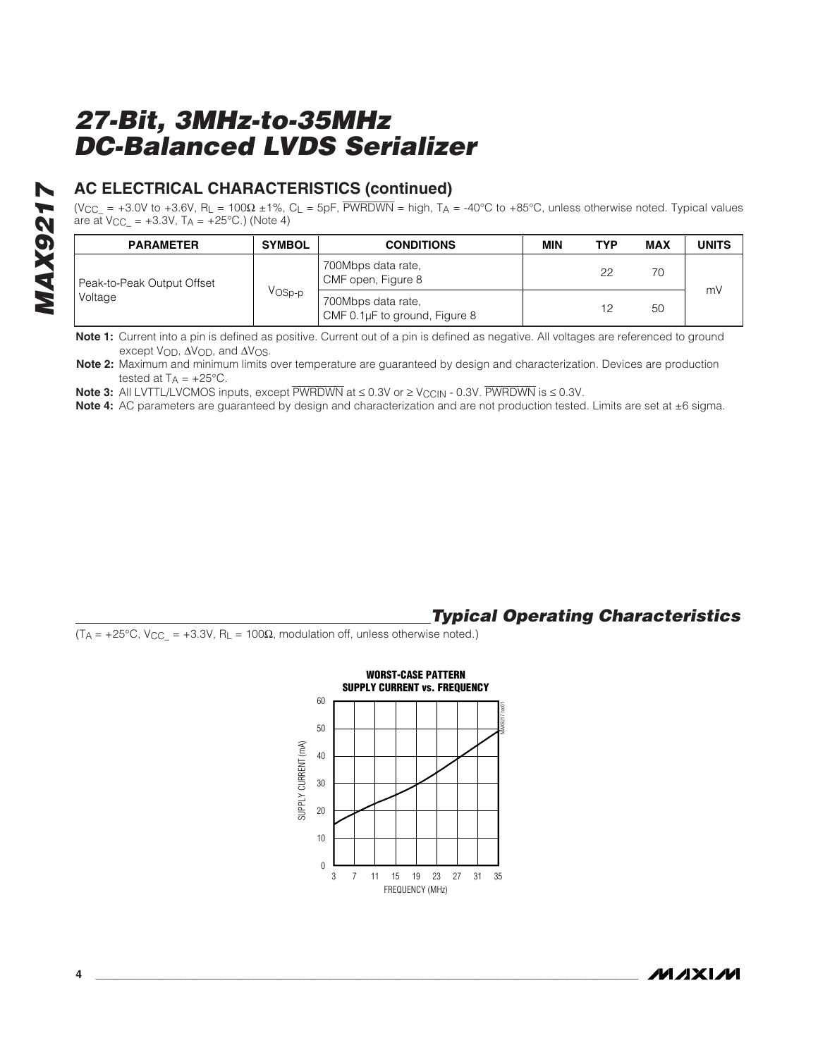## AC ELECTRICAL CHARACTERISTICS (continued)

($V_{CC\_}$ = +3.0V to +3.6V, $R_L$ = 100Ω ±1%, $C_L$ = 5pF, $\overline{PWRDWN}$ = high, $T_A$ = -40°C to +85°C, unless otherwise noted. Typical values are at $V_{CC\_}$ = +3.3V, $T_A$ = +25°C.) (Note 4)

| PARAMETER | SYMBOL | CONDITIONS | MIN | TYP | MAX | UNITS |
|---|---|---|---|---|---|---|
| Peak-to-Peak Output Offset Voltage | $V_{OSp-p}$ | 700Mbps data rate, CMF open, Figure 8 | | 22 | 70 | mV |
| | | 700Mbps data rate, CMF 0.1µF to ground, Figure 8 | | 12 | 50 | |

**Note 1:** Current into a pin is defined as positive. Current out of a pin is defined as negative. All voltages are referenced to ground except $V_{OD}$, $\Delta V_{OD}$, and $\Delta V_{OS}$.

**Note 2:** Maximum and minimum limits over temperature are guaranteed by design and characterization. Devices are production tested at $T_A$ = +25°C.

**Note 3:** All LVTTL/LVCMOS inputs, except $\overline{PWRDWN}$ at ≤ 0.3V or ≥ $V_{CCIN}$ - 0.3V. $\overline{PWRDWN}$ is ≤ 0.3V.

**Note 4:** AC parameters are guaranteed by design and characterization and are not production tested. Limits are set at ±6 sigma.

## *Typical Operating Characteristics*

($T_A$ = +25°C, $V_{CC\_}$ = +3.3V, $R_L$ = 100Ω, modulation off, unless otherwise noted.)

**WORST-CASE PATTERN SUPPLY CURRENT vs. FREQUENCY**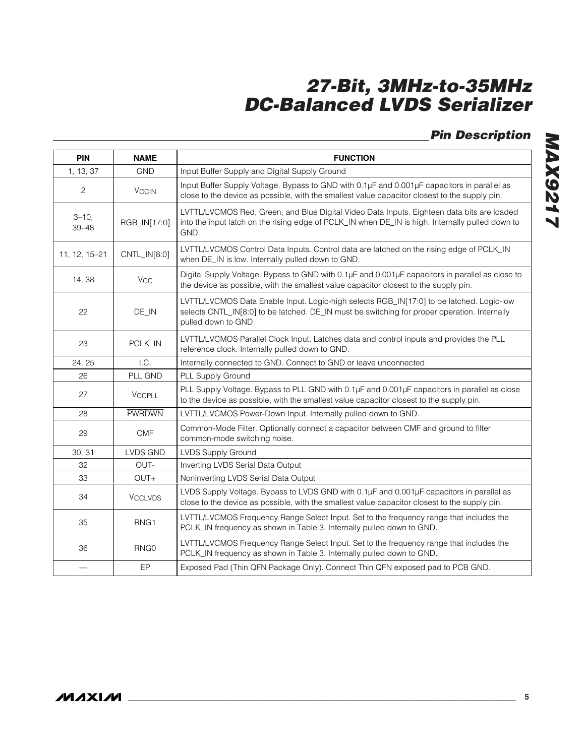## Pin Description

| PIN | NAME | FUNCTION |
|---|---|---|
| 1, 13, 37 | GND | Input Buffer Supply and Digital Supply Ground |
| 2 | $V_{CCIN}$ | Input Buffer Supply Voltage. Bypass to GND with 0.1µF and 0.001µF capacitors in parallel as close to the device as possible, with the smallest value capacitor closest to the supply pin. |
| 3–10, 39–48 | RGB_IN[17:0] | LVTTL/LVCMOS Red, Green, and Blue Digital Video Data Inputs. Eighteen data bits are loaded into the input latch on the rising edge of PCLK_IN when DE_IN is high. Internally pulled down to GND. |
| 11, 12, 15–21 | CNTL_IN[8:0] | LVTTL/LVCMOS Control Data Inputs. Control data are latched on the rising edge of PCLK_IN when DE_IN is low. Internally pulled down to GND. |
| 14, 38 | $V_{CC}$ | Digital Supply Voltage. Bypass to GND with 0.1µF and 0.001µF capacitors in parallel as close to the device as possible, with the smallest value capacitor closest to the supply pin. |
| 22 | DE_IN | LVTTL/LVCMOS Data Enable Input. Logic-high selects RGB_IN[17:0] to be latched. Logic-low selects CNTL_IN[8:0] to be latched. DE_IN must be switching for proper operation. Internally pulled down to GND. |
| 23 | PCLK_IN | LVTTL/LVCMOS Parallel Clock Input. Latches data and control inputs and provides the PLL reference clock. Internally pulled down to GND. |
| 24, 25 | I.C. | Internally connected to GND. Connect to GND or leave unconnected. |
| 26 | PLL GND | PLL Supply Ground |
| 27 | $V_{CCPLL}$ | PLL Supply Voltage. Bypass to PLL GND with 0.1µF and 0.001µF capacitors in parallel as close to the device as possible, with the smallest value capacitor closest to the supply pin. |
| 28 | $\overline{PWRDWN}$ | LVTTL/LVCMOS Power-Down Input. Internally pulled down to GND. |
| 29 | CMF | Common-Mode Filter. Optionally connect a capacitor between CMF and ground to filter common-mode switching noise. |
| 30, 31 | LVDS GND | LVDS Supply Ground |
| 32 | OUT- | Inverting LVDS Serial Data Output |
| 33 | OUT+ | Noninverting LVDS Serial Data Output |
| 34 | $V_{CCLVDS}$ | LVDS Supply Voltage. Bypass to LVDS GND with 0.1µF and 0.001µF capacitors in parallel as close to the device as possible, with the smallest value capacitor closest to the supply pin. |
| 35 | RNG1 | LVTTL/LVCMOS Frequency Range Select Input. Set to the frequency range that includes the PCLK_IN frequency as shown in Table 3. Internally pulled down to GND. |
| 36 | RNG0 | LVTTL/LVCMOS Frequency Range Select Input. Set to the frequency range that includes the PCLK_IN frequency as shown in Table 3. Internally pulled down to GND. |
| — | EP | Exposed Pad (Thin QFN Package Only). Connect Thin QFN exposed pad to PCB GND. |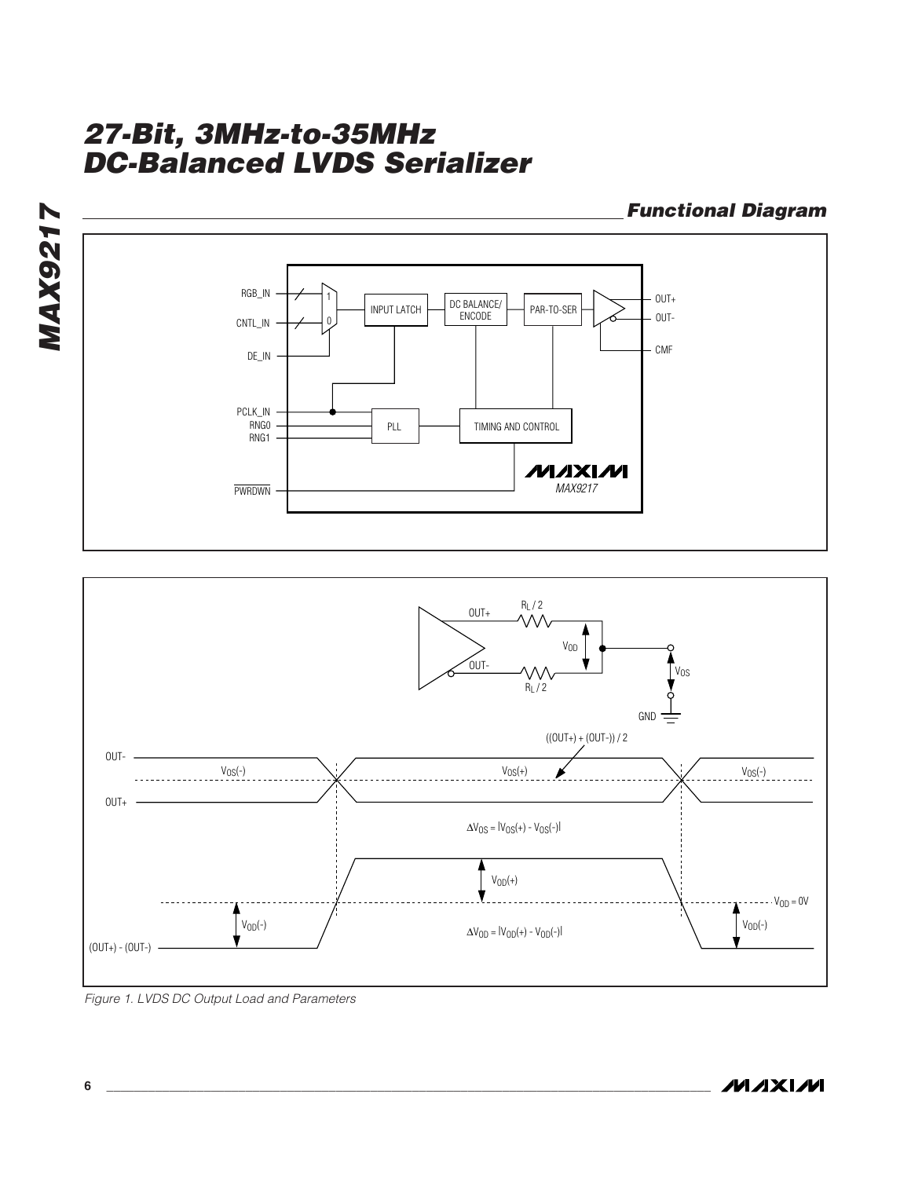## Functional Diagram

Figure 1. LVDS DC Output Load and Parameters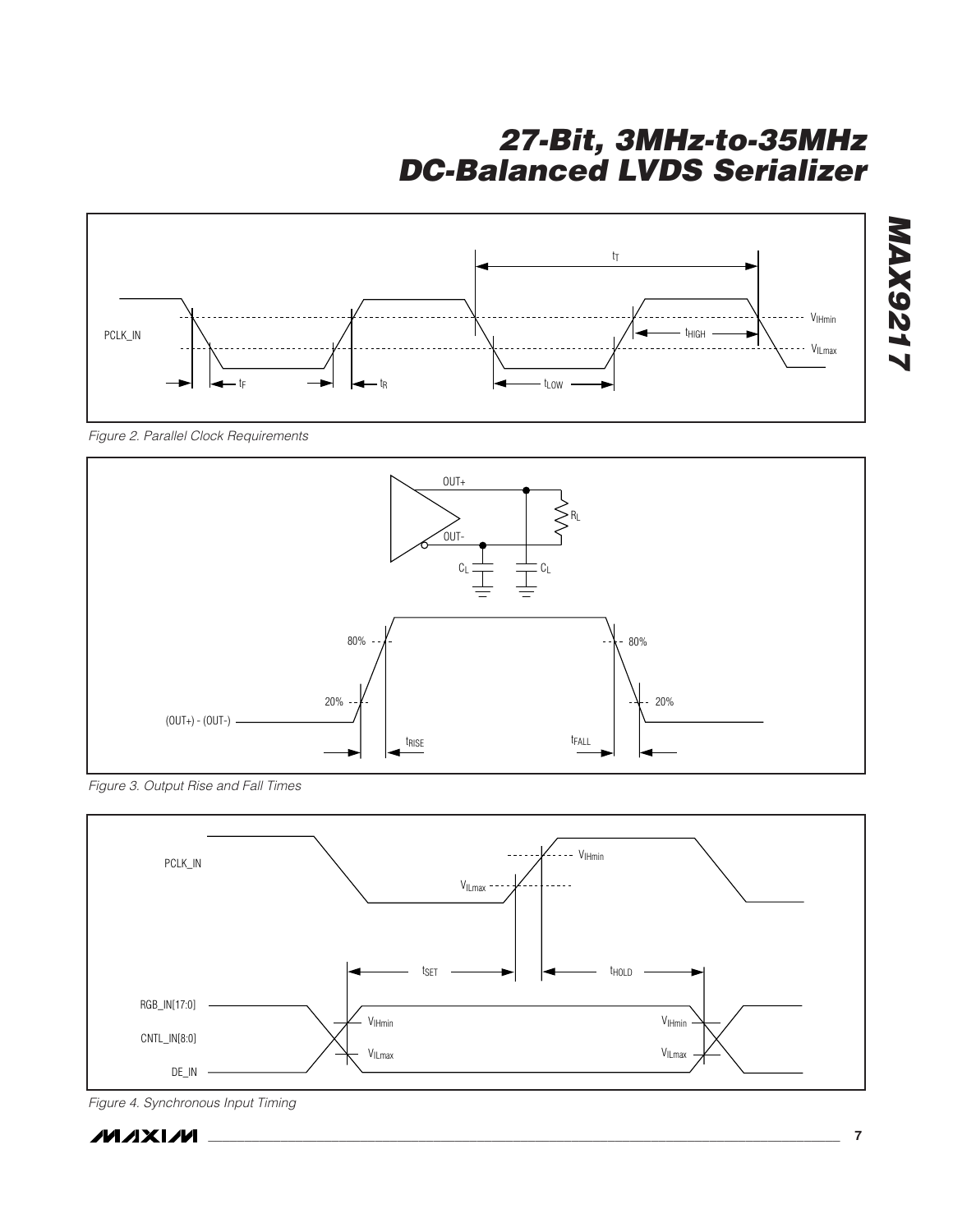Figure 2. Parallel Clock Requirements

Figure 3. Output Rise and Fall Times

Figure 4. Synchronous Input Timing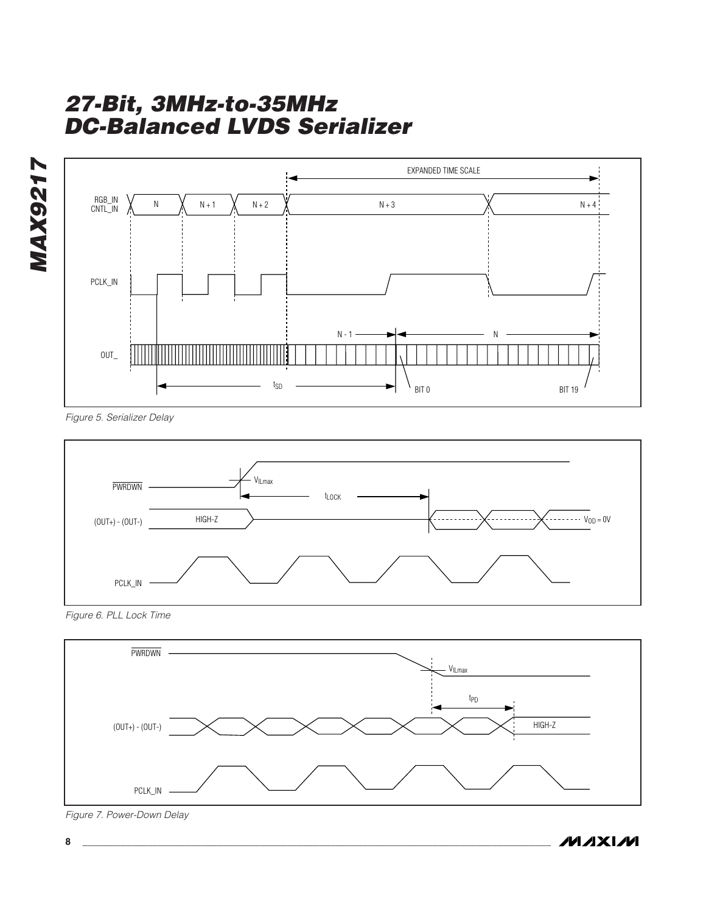Figure 5. Serializer Delay

Figure 6. PLL Lock Time

Figure 7. Power-Down Delay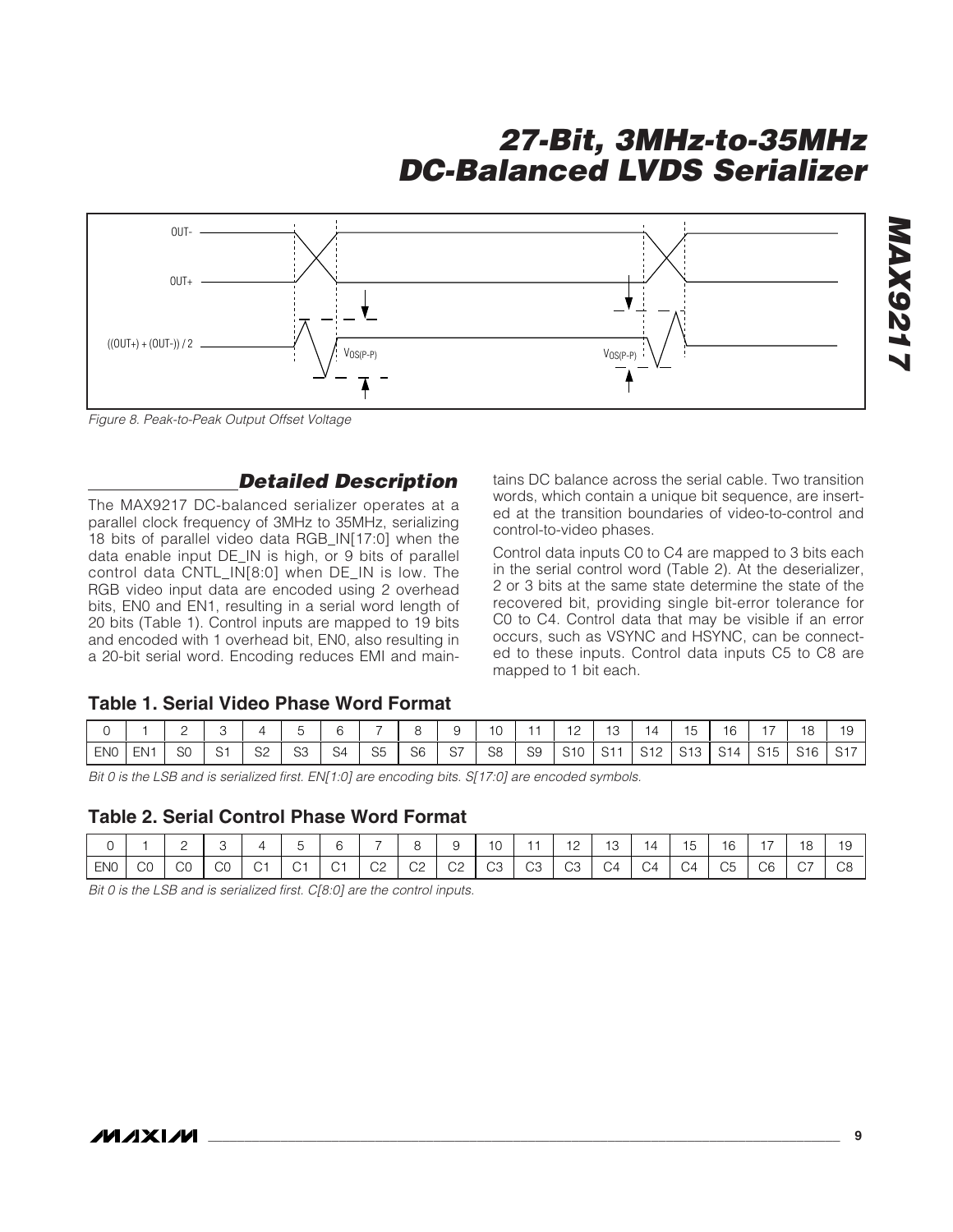Figure 8. Peak-to-Peak Output Offset Voltage

## Detailed Description

The MAX9217 DC-balanced serializer operates at a parallel clock frequency of 3MHz to 35MHz, serializing 18 bits of parallel video data RGB_IN[17:0] when the data enable input DE_IN is high, or 9 bits of parallel control data CNTL_IN[8:0] when DE_IN is low. The RGB video input data are encoded using 2 overhead bits, EN0 and EN1, resulting in a serial word length of 20 bits (Table 1). Control inputs are mapped to 19 bits and encoded with 1 overhead bit, EN0, also resulting in a 20-bit serial word. Encoding reduces EMI and maintains DC balance across the serial cable. Two transition words, which contain a unique bit sequence, are inserted at the transition boundaries of video-to-control and control-to-video phases.

Control data inputs C0 to C4 are mapped to 3 bits each in the serial control word (Table 2). At the deserializer, 2 or 3 bits at the same state determine the state of the recovered bit, providing single bit-error tolerance for C0 to C4. Control data that may be visible if an error occurs, such as VSYNC and HSYNC, can be connected to these inputs. Control data inputs C5 to C8 are mapped to 1 bit each.

### Table 1. Serial Video Phase Word Format

| 0 | 1 | 2 | 3 | 4 | 5 | 6 | 7 | 8 | 9 | 10 | 11 | 12 | 13 | 14 | 15 | 16 | 17 | 18 | 19 |
|---|---|---|---|---|---|---|---|---|---|---|---|---|---|---|---|---|---|---|---|
| EN0 | EN1 | S0 | S1 | S2 | S3 | S4 | S5 | S6 | S7 | S8 | S9 | S10 | S11 | S12 | S13 | S14 | S15 | S16 | S17 |

*Bit 0 is the LSB and is serialized first. EN[1:0] are encoding bits. S[17:0] are encoded symbols.*

### Table 2. Serial Control Phase Word Format

| 0 | 1 | 2 | 3 | 4 | 5 | 6 | 7 | 8 | 9 | 10 | 11 | 12 | 13 | 14 | 15 | 16 | 17 | 18 | 19 |
|---|---|---|---|---|---|---|---|---|---|---|---|---|---|---|---|---|---|---|---|
| EN0 | C0 | C0 | C0 | C1 | C1 | C1 | C2 | C2 | C2 | C3 | C3 | C3 | C4 | C4 | C4 | C5 | C6 | C7 | C8 |

*Bit 0 is the LSB and is serialized first. C[8:0] are the control inputs.*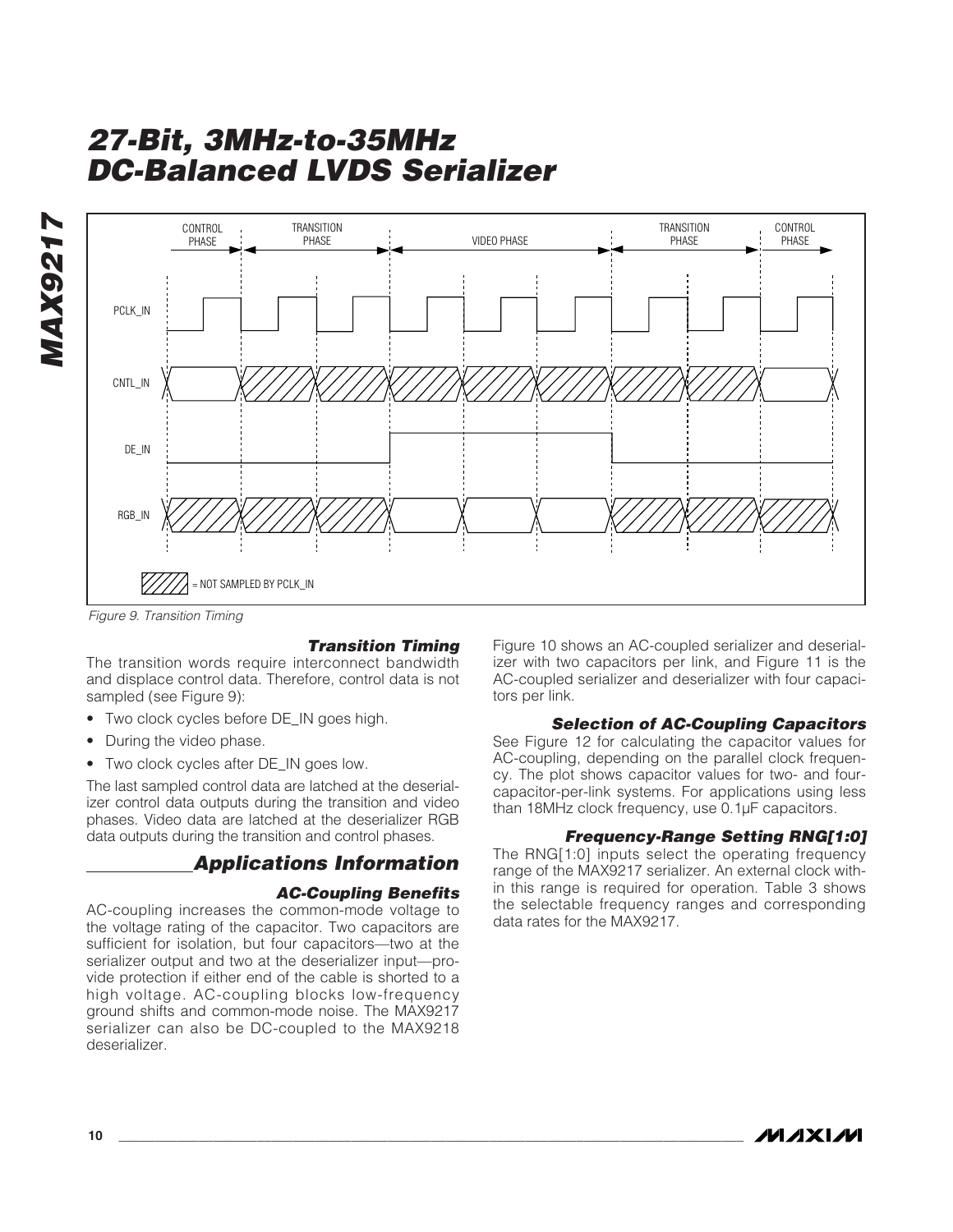Figure 9. Transition Timing

#### *Transition Timing*

The transition words require interconnect bandwidth and displace control data. Therefore, control data is not sampled (see Figure 9):

- Two clock cycles before DE_IN goes high.
- During the video phase.
- Two clock cycles after DE_IN goes low.

The last sampled control data are latched at the deserializer control data outputs during the transition and video phases. Video data are latched at the deserializer RGB data outputs during the transition and control phases.

## Applications Information

#### *AC-Coupling Benefits*

AC-coupling increases the common-mode voltage to the voltage rating of the capacitor. Two capacitors are sufficient for isolation, but four capacitors—two at the serializer output and two at the deserializer input—provide protection if either end of the cable is shorted to a high voltage. AC-coupling blocks low-frequency ground shifts and common-mode noise. The MAX9217 serializer can also be DC-coupled to the MAX9218 deserializer.

Figure 10 shows an AC-coupled serializer and deserializer with two capacitors per link, and Figure 11 is the AC-coupled serializer and deserializer with four capacitors per link.

#### *Selection of AC-Coupling Capacitors*

See Figure 12 for calculating the capacitor values for AC-coupling, depending on the parallel clock frequency. The plot shows capacitor values for two- and four-capacitor-per-link systems. For applications using less than 18MHz clock frequency, use 0.1µF capacitors.

#### *Frequency-Range Setting RNG[1:0]*

The RNG[1:0] inputs select the operating frequency range of the MAX9217 serializer. An external clock within this range is required for operation. Table 3 shows the selectable frequency ranges and corresponding data rates for the MAX9217.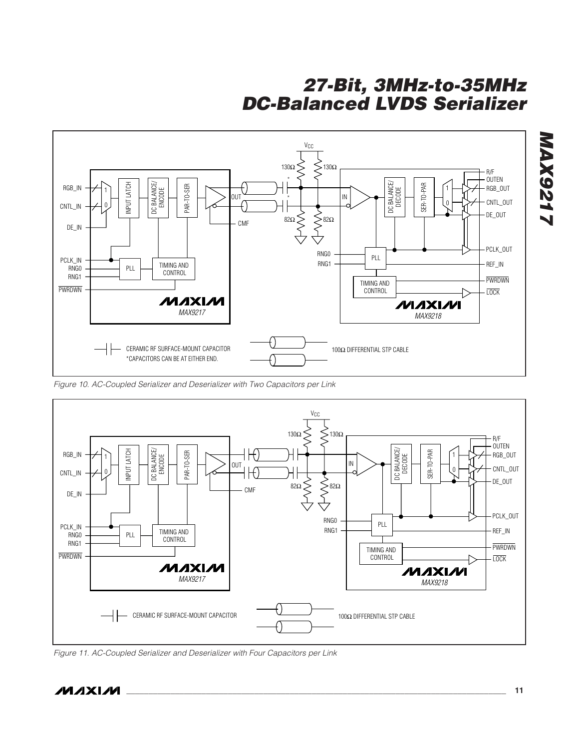Figure 10. AC-Coupled Serializer and Deserializer with Two Capacitors per Link

Figure 11. AC-Coupled Serializer and Deserializer with Four Capacitors per Link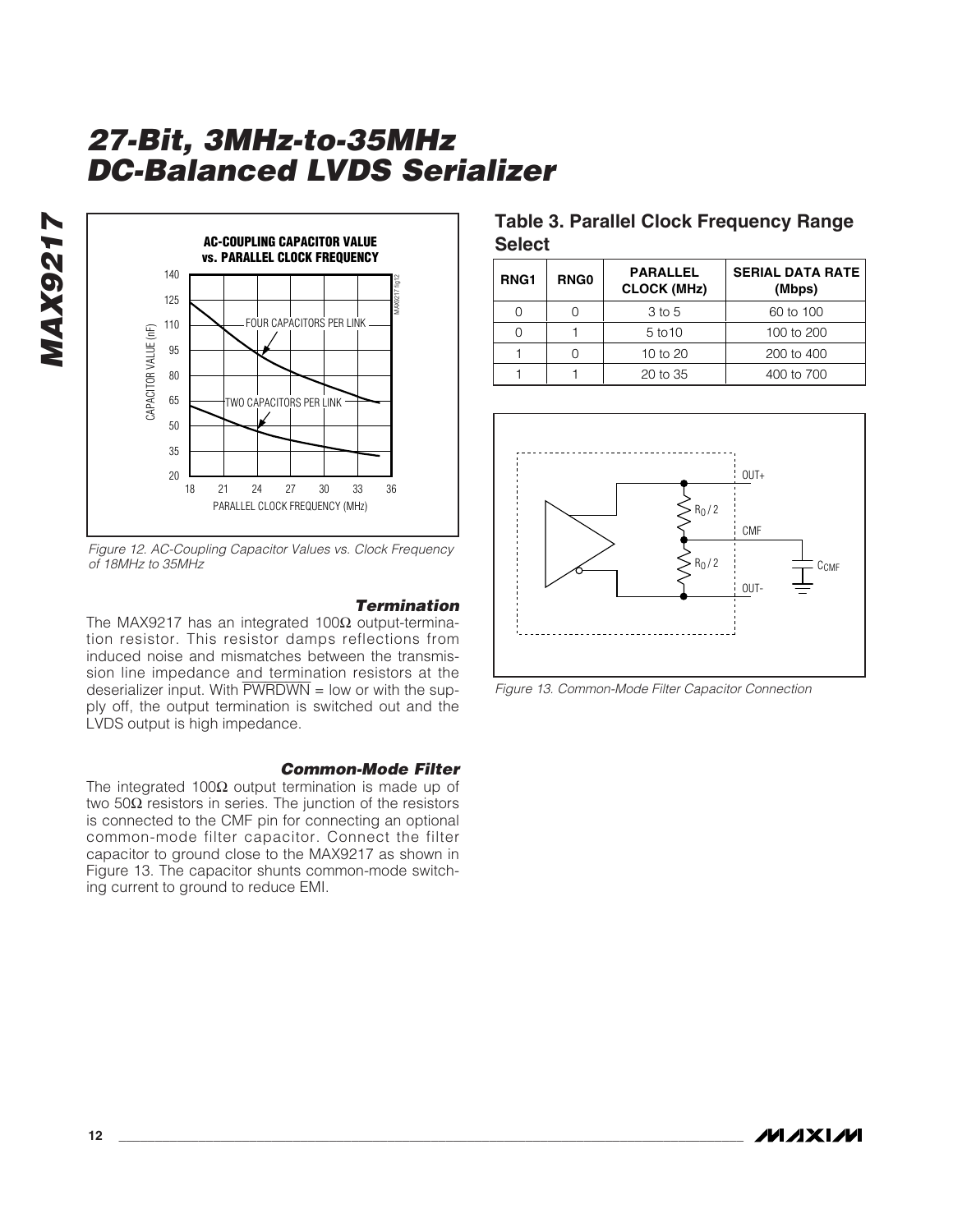Figure 12. AC-Coupling Capacitor Values vs. Clock Frequency of 18MHz to 35MHz

### Termination

The MAX9217 has an integrated 100Ω output-termination resistor. This resistor damps reflections from induced noise and mismatches between the transmission line impedance and termination resistors at the deserializer input. With $\overline{PWRDWN}$ = low or with the supply off, the output termination is switched out and the LVDS output is high impedance.

### Common-Mode Filter

The integrated 100Ω output termination is made up of two 50Ω resistors in series. The junction of the resistors is connected to the CMF pin for connecting an optional common-mode filter capacitor. Connect the filter capacitor to ground close to the MAX9217 as shown in Figure 13. The capacitor shunts common-mode switching current to ground to reduce EMI.

**Table 3. Parallel Clock Frequency Range Select**

| RNG1 | RNG0 | PARALLEL CLOCK (MHz) | SERIAL DATA RATE (Mbps) |
|---|---|---|---|
| 0 | 0 | 3 to 5 | 60 to 100 |
| 0 | 1 | 5 to10 | 100 to 200 |
| 1 | 0 | 10 to 20 | 200 to 400 |
| 1 | 1 | 20 to 35 | 400 to 700 |

Figure 13. Common-Mode Filter Capacitor Connection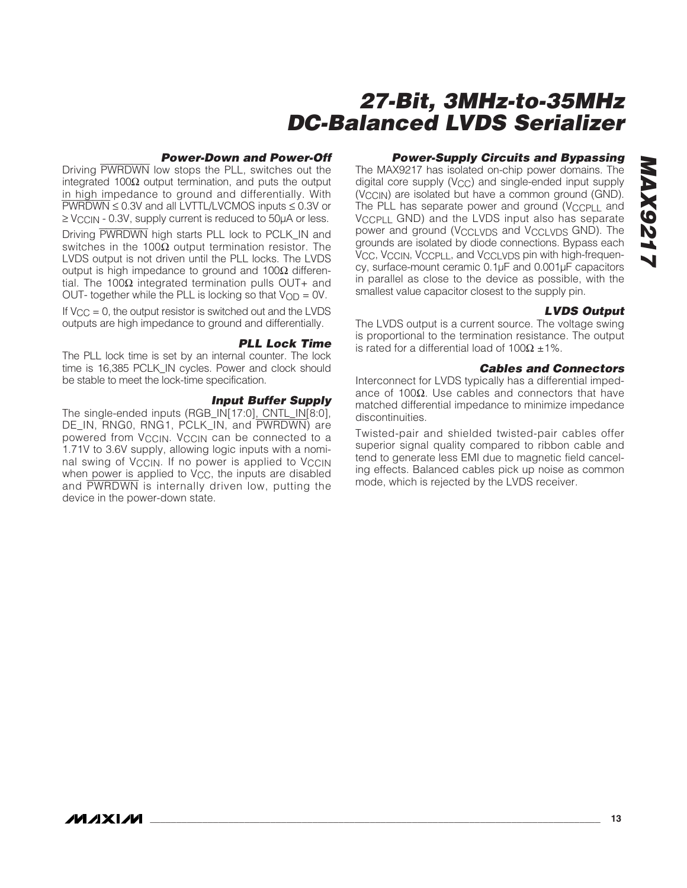### Power-Down and Power-Off

Driving $\overline{PWRDWN}$ low stops the PLL, switches out the integrated 100Ω output termination, and puts the output in high impedance to ground and differentially. With $\overline{PWRDWN}$ ≤ 0.3V and all LVTTL/LVCMOS inputs ≤ 0.3V or ≥ $V_{CCIN}$ - 0.3V, supply current is reduced to 50µA or less.

Driving $\overline{PWRDWN}$ high starts PLL lock to PCLK_IN and switches in the 100Ω output termination resistor. The LVDS output is not driven until the PLL locks. The LVDS output is high impedance to ground and 100Ω differential. The 100Ω integrated termination pulls OUT+ and OUT- together while the PLL is locking so that $V_{OD}$ = 0V.

If $V_{CC}$ = 0, the output resistor is switched out and the LVDS outputs are high impedance to ground and differentially.

### PLL Lock Time

The PLL lock time is set by an internal counter. The lock time is 16,385 PCLK_IN cycles. Power and clock should be stable to meet the lock-time specification.

### Input Buffer Supply

The single-ended inputs (RGB_IN[17:0], CNTL_IN[8:0], DE_IN, RNG0, RNG1, PCLK_IN, and $\overline{PWRDWN}$) are powered from $V_{CCIN}$. $V_{CCIN}$ can be connected to a 1.71V to 3.6V supply, allowing logic inputs with a nominal swing of $V_{CCIN}$. If no power is applied to $V_{CCIN}$ when power is applied to $V_{CC}$, the inputs are disabled and $\overline{PWRDWN}$ is internally driven low, putting the device in the power-down state.

### Power-Supply Circuits and Bypassing

The MAX9217 has isolated on-chip power domains. The digital core supply ($V_{CC}$) and single-ended input supply ($V_{CCIN}$) are isolated but have a common ground (GND). The PLL has separate power and ground ($V_{CCPLL}$ and $V_{CCPLL}$ GND) and the LVDS input also has separate power and ground ($V_{CCLVDS}$ and $V_{CCLVDS}$ GND). The grounds are isolated by diode connections. Bypass each $V_{CC}$, $V_{CCIN}$, $V_{CCPLL}$, and $V_{CCLVDS}$ pin with high-frequency, surface-mount ceramic 0.1µF and 0.001µF capacitors in parallel as close to the device as possible, with the smallest value capacitor closest to the supply pin.

### LVDS Output

The LVDS output is a current source. The voltage swing is proportional to the termination resistance. The output is rated for a differential load of 100Ω ±1%.

### Cables and Connectors

Interconnect for LVDS typically has a differential impedance of 100Ω. Use cables and connectors that have matched differential impedance to minimize impedance discontinuities.

Twisted-pair and shielded twisted-pair cables offer superior signal quality compared to ribbon cable and tend to generate less EMI due to magnetic field canceling effects. Balanced cables pick up noise as common mode, which is rejected by the LVDS receiver.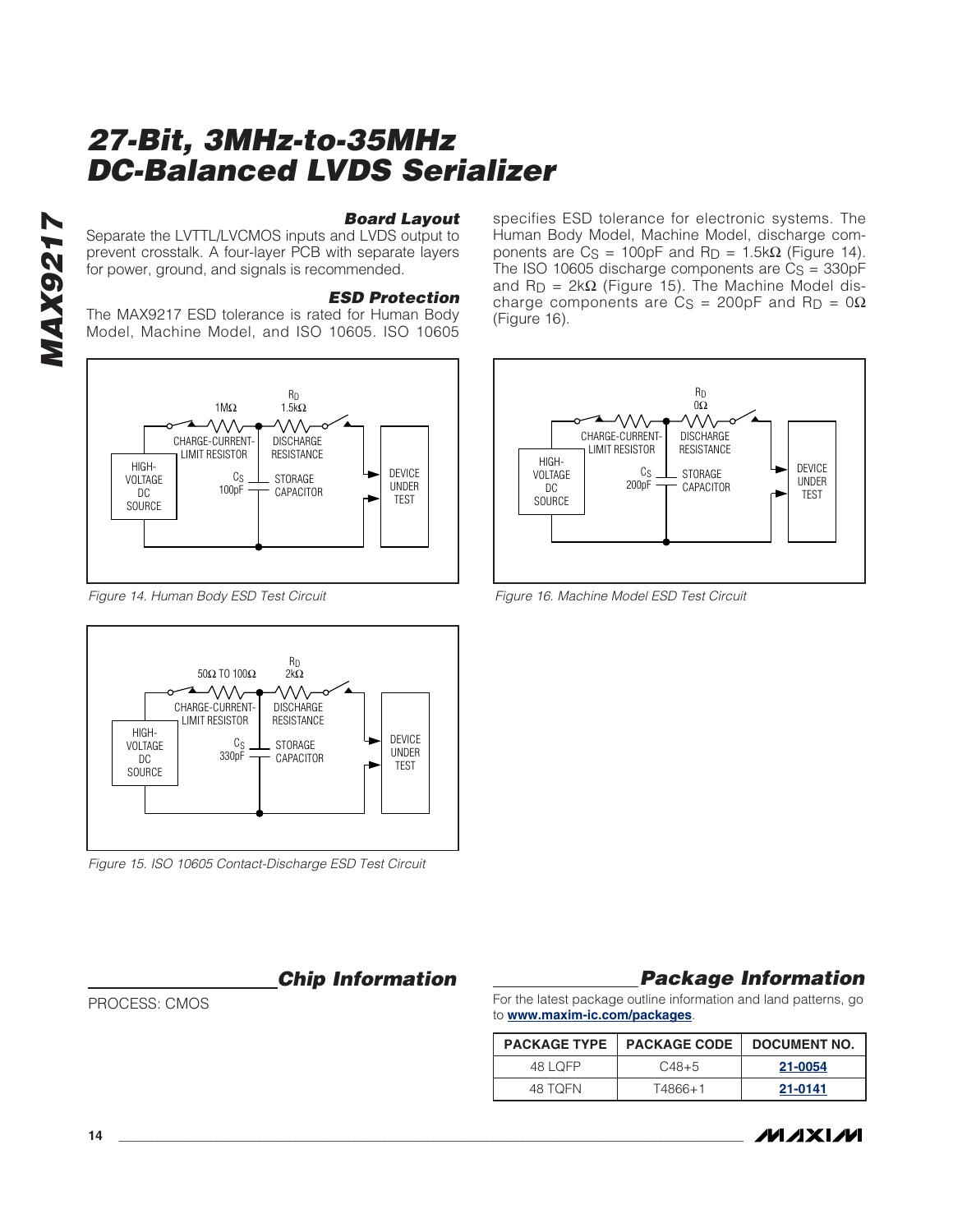## Board Layout

Separate the LVTTL/LVCMOS inputs and LVDS output to prevent crosstalk. A four-layer PCB with separate layers for power, ground, and signals is recommended.

## ESD Protection

The MAX9217 ESD tolerance is rated for Human Body Model, Machine Model, and ISO 10605. ISO 10605 specifies ESD tolerance for electronic systems. The Human Body Model, Machine Model, discharge components are $C_S$ = 100pF and $R_D$ = 1.5kΩ (Figure 14). The ISO 10605 discharge components are $C_S$ = 330pF and $R_D$ = 2kΩ (Figure 15). The Machine Model discharge components are $C_S$ = 200pF and $R_D$ = 0Ω (Figure 16).

Figure 14. Human Body ESD Test Circuit

Figure 15. ISO 10605 Contact-Discharge ESD Test Circuit

Figure 16. Machine Model ESD Test Circuit

## Chip Information

PROCESS: CMOS

## Package Information

For the latest package outline information and land patterns, go to **www.maxim-ic.com/packages**.

| PACKAGE TYPE | PACKAGE CODE | DOCUMENT NO. |
|---|---|---|
| 48 LQFP | C48+5 | 21-0054 |
| 48 TQFN | T4866+1 | 21-0141 |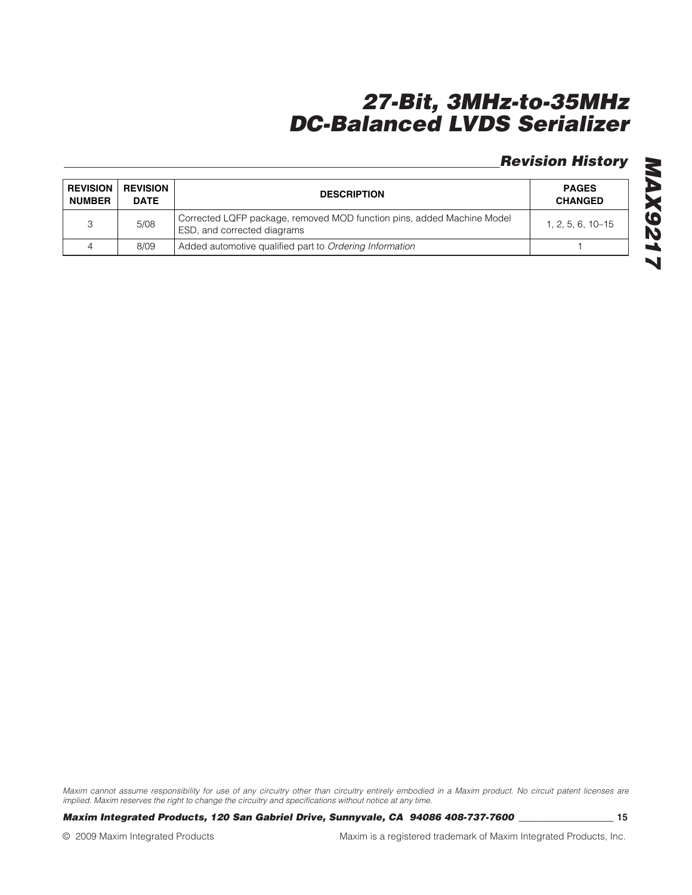## Revision History

| REVISION NUMBER | REVISION DATE | DESCRIPTION | PAGES CHANGED |
|---|---|---|---|
| 3 | 5/08 | Corrected LQFP package, removed MOD function pins, added Machine Model ESD, and corrected diagrams | 1, 2, 5, 6, 10–15 |
| 4 | 8/09 | Added automotive qualified part to *Ordering Information* | 1 |

*Maxim cannot assume responsibility for use of any circuitry other than circuitry entirely embodied in a Maxim product. No circuit patent licenses are implied. Maxim reserves the right to change the circuitry and specifications without notice at any time.*

***Maxim Integrated Products, 120 San Gabriel Drive, Sunnyvale, CA 94086 408-737-7600***

© 2009 Maxim Integrated Products

Maxim is a registered trademark of Maxim Integrated Products, Inc.